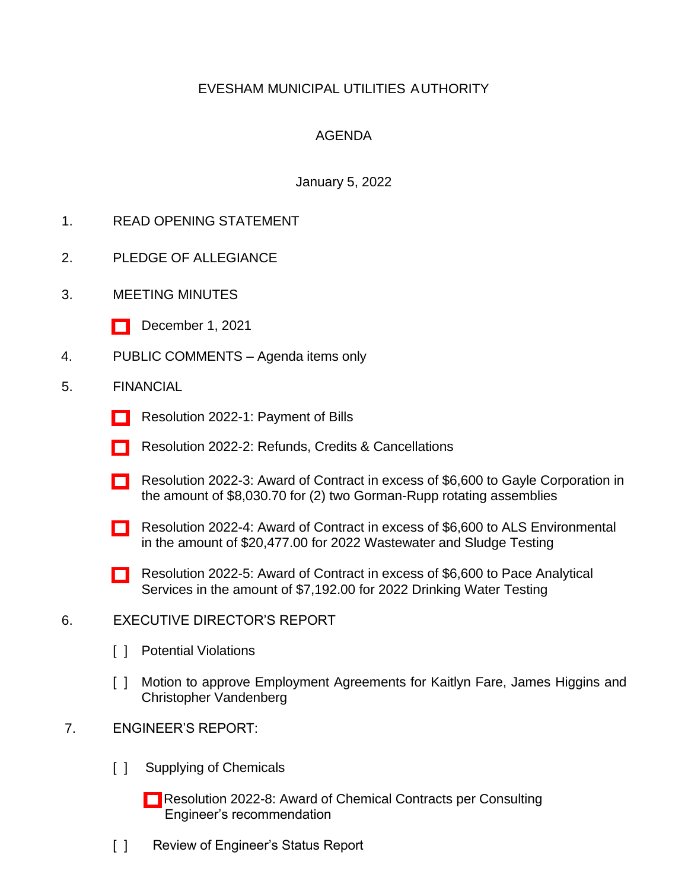# EVESHAM MUNICIPAL UTILITIES AUTHORITY

## AGENDA

January 5, 2022

1. READ OPENING STATEMENT

2. PLEDGE OF ALLEGIANCE

3. MEETING MINUTES

   [ ] December 1, 2021

4. PUBLIC COMMENTS – Agenda items only

5. FINANCIAL

   [ ] Resolution 2022-1: Payment of Bills

   [ ] Resolution 2022-2: Refunds, Credits & Cancellations

   [ ] Resolution 2022-3: Award of Contract in excess of $6,600 to Gayle Corporation in the amount of $8,030.70 for (2) two Gorman-Rupp rotating assemblies

   [ ] Resolution 2022-4: Award of Contract in excess of $6,600 to ALS Environmental in the amount of $20,477.00 for 2022 Wastewater and Sludge Testing

   [ ] Resolution 2022-5: Award of Contract in excess of $6,600 to Pace Analytical Services in the amount of $7,192.00 for 2022 Drinking Water Testing

6. EXECUTIVE DIRECTOR'S REPORT

   [ ] Potential Violations

   [ ] Motion to approve Employment Agreements for Kaitlyn Fare, James Higgins and Christopher Vandenberg

7. ENGINEER'S REPORT:

   [ ] Supplying of Chemicals

      [ ] Resolution 2022-8: Award of Chemical Contracts per Consulting Engineer's recommendation

   [ ] Review of Engineer's Status Report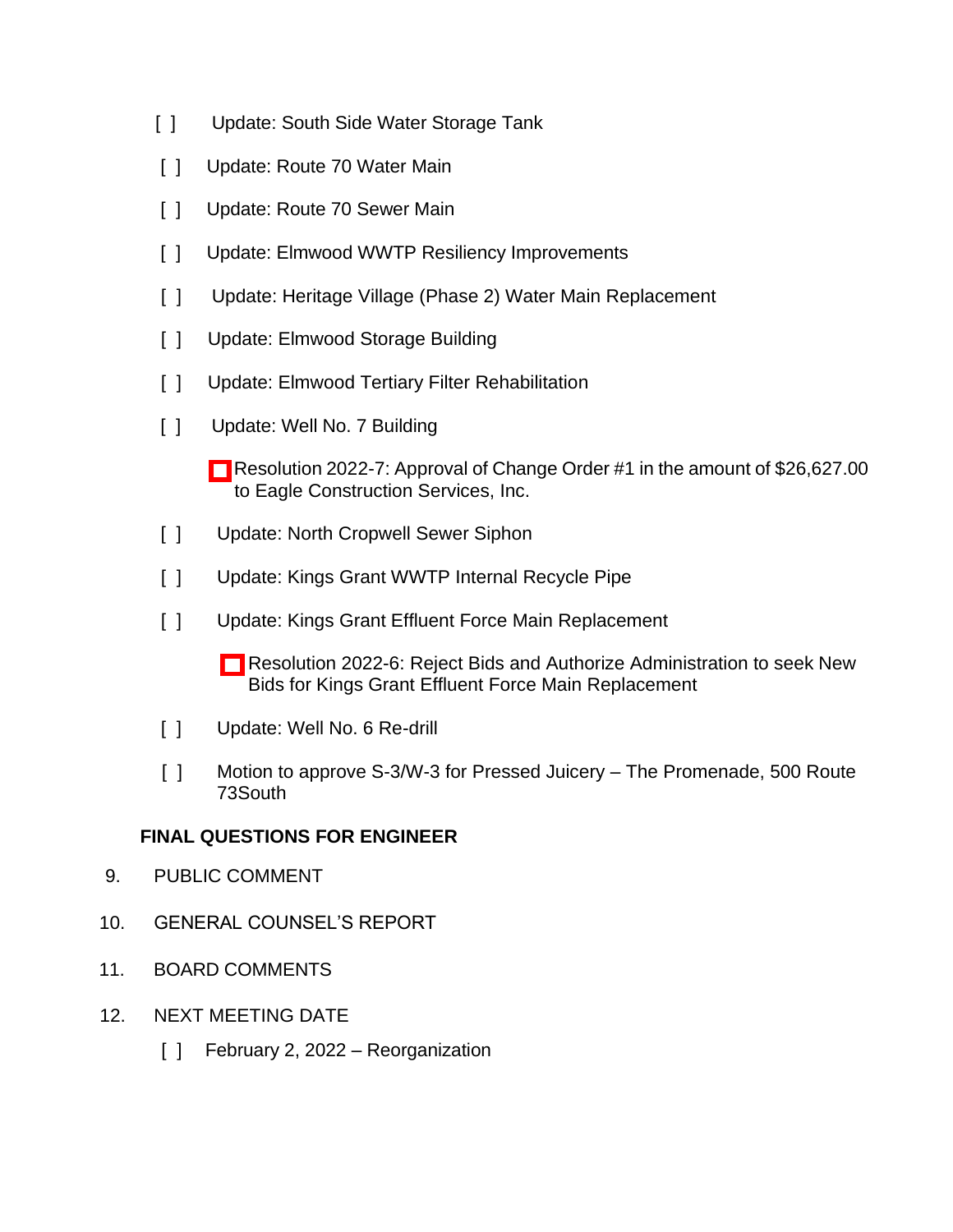[ ] Update: South Side Water Storage Tank

[ ] Update: Route 70 Water Main

[ ] Update: Route 70 Sewer Main

[ ] Update: Elmwood WWTP Resiliency Improvements

[ ] Update: Heritage Village (Phase 2) Water Main Replacement

[ ] Update: Elmwood Storage Building

[ ] Update: Elmwood Tertiary Filter Rehabilitation

[ ] Update: Well No. 7 Building

- [ ] Resolution 2022-7: Approval of Change Order #1 in the amount of $26,627.00 to Eagle Construction Services, Inc.

[ ] Update: North Cropwell Sewer Siphon

[ ] Update: Kings Grant WWTP Internal Recycle Pipe

[ ] Update: Kings Grant Effluent Force Main Replacement

- [ ] Resolution 2022-6: Reject Bids and Authorize Administration to seek New Bids for Kings Grant Effluent Force Main Replacement

[ ] Update: Well No. 6 Re-drill

[ ] Motion to approve S-3/W-3 for Pressed Juicery – The Promenade, 500 Route 73South

**FINAL QUESTIONS FOR ENGINEER**

9. PUBLIC COMMENT

10. GENERAL COUNSEL'S REPORT

11. BOARD COMMENTS

12. NEXT MEETING DATE

    [ ] February 2, 2022 – Reorganization